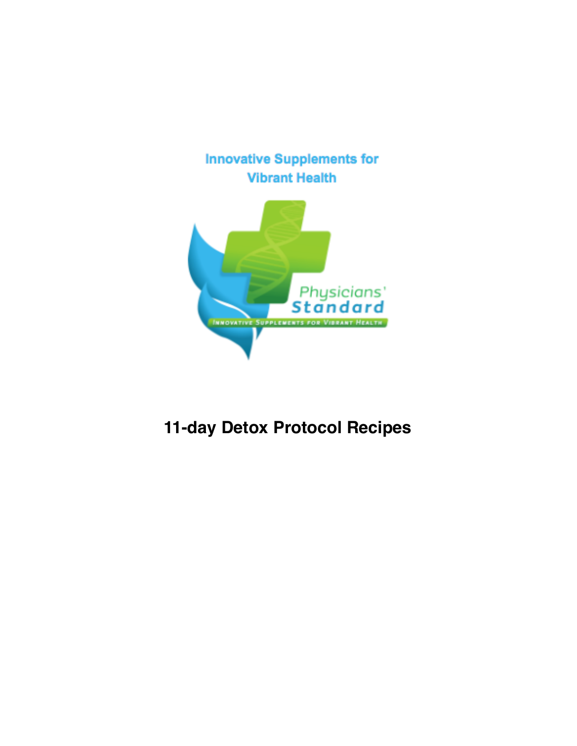Innovative Supplements for Vibrant Health

Physicians' Standard

INNOVATIVE SUPPLEMENTS FOR VIBRANT HEALTH

# 11-day Detox Protocol Recipes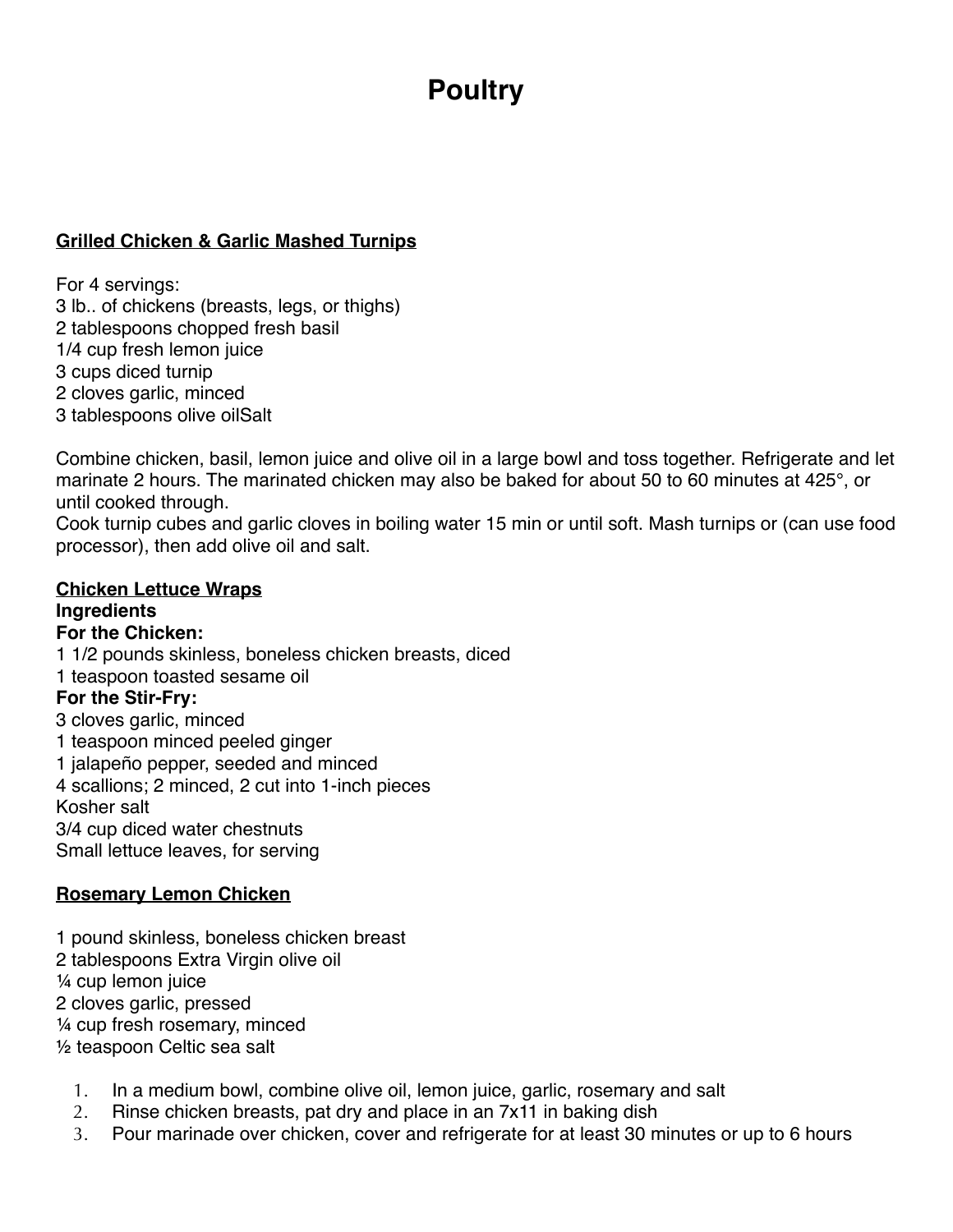# Poultry

**Grilled Chicken & Garlic Mashed Turnips**

For 4 servings:
3 lb.. of chickens (breasts, legs, or thighs)
2 tablespoons chopped fresh basil
1/4 cup fresh lemon juice
3 cups diced turnip
2 cloves garlic, minced
3 tablespoons olive oilSalt

Combine chicken, basil, lemon juice and olive oil in a large bowl and toss together. Refrigerate and let marinate 2 hours. The marinated chicken may also be baked for about 50 to 60 minutes at 425°, or until cooked through.
Cook turnip cubes and garlic cloves in boiling water 15 min or until soft. Mash turnips or (can use food processor), then add olive oil and salt.

**Chicken Lettuce Wraps**
**Ingredients**
**For the Chicken:**
1 1/2 pounds skinless, boneless chicken breasts, diced
1 teaspoon toasted sesame oil
**For the Stir-Fry:**
3 cloves garlic, minced
1 teaspoon minced peeled ginger
1 jalapeño pepper, seeded and minced
4 scallions; 2 minced, 2 cut into 1-inch pieces
Kosher salt
3/4 cup diced water chestnuts
Small lettuce leaves, for serving

**Rosemary Lemon Chicken**

1 pound skinless, boneless chicken breast
2 tablespoons Extra Virgin olive oil
¼ cup lemon juice
2 cloves garlic, pressed
¼ cup fresh rosemary, minced
½ teaspoon Celtic sea salt

1. In a medium bowl, combine olive oil, lemon juice, garlic, rosemary and salt
2. Rinse chicken breasts, pat dry and place in an 7x11 in baking dish
3. Pour marinade over chicken, cover and refrigerate for at least 30 minutes or up to 6 hours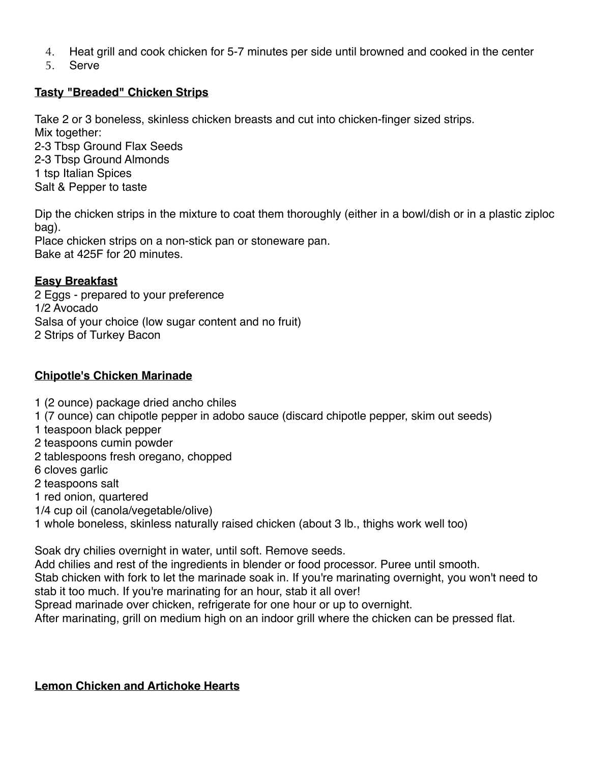4. Heat grill and cook chicken for 5-7 minutes per side until browned and cooked in the center
5. Serve

**Tasty "Breaded" Chicken Strips**

Take 2 or 3 boneless, skinless chicken breasts and cut into chicken-finger sized strips.
Mix together:
2-3 Tbsp Ground Flax Seeds
2-3 Tbsp Ground Almonds
1 tsp Italian Spices
Salt & Pepper to taste

Dip the chicken strips in the mixture to coat them thoroughly (either in a bowl/dish or in a plastic ziploc bag).
Place chicken strips on a non-stick pan or stoneware pan.
Bake at 425F for 20 minutes.

**Easy Breakfast**
2 Eggs - prepared to your preference
1/2 Avocado
Salsa of your choice (low sugar content and no fruit)
2 Strips of Turkey Bacon

**Chipotle's Chicken Marinade**

1 (2 ounce) package dried ancho chiles
1 (7 ounce) can chipotle pepper in adobo sauce (discard chipotle pepper, skim out seeds)
1 teaspoon black pepper
2 teaspoons cumin powder
2 tablespoons fresh oregano, chopped
6 cloves garlic
2 teaspoons salt
1 red onion, quartered
1/4 cup oil (canola/vegetable/olive)
1 whole boneless, skinless naturally raised chicken (about 3 lb., thighs work well too)

Soak dry chilies overnight in water, until soft. Remove seeds.
Add chilies and rest of the ingredients in blender or food processor. Puree until smooth.
Stab chicken with fork to let the marinade soak in. If you're marinating overnight, you won't need to stab it too much. If you're marinating for an hour, stab it all over!
Spread marinade over chicken, refrigerate for one hour or up to overnight.
After marinating, grill on medium high on an indoor grill where the chicken can be pressed flat.

**Lemon Chicken and Artichoke Hearts**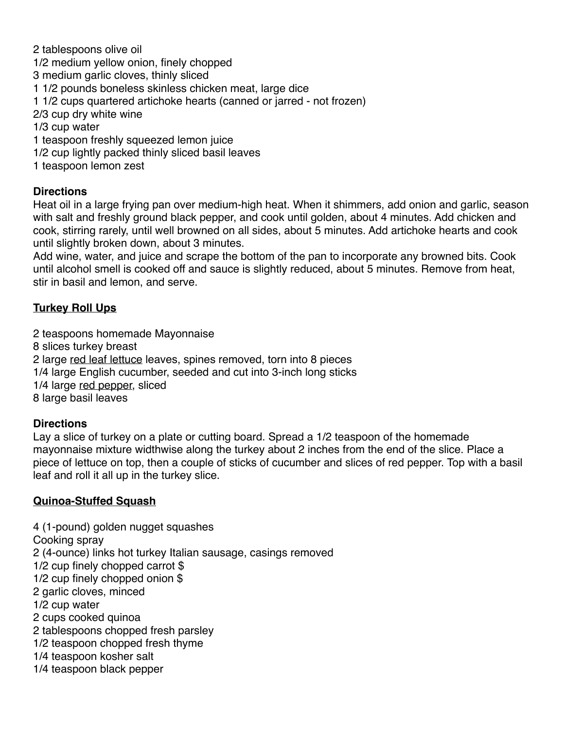2 tablespoons olive oil
1/2 medium yellow onion, finely chopped
3 medium garlic cloves, thinly sliced
1 1/2 pounds boneless skinless chicken meat, large dice
1 1/2 cups quartered artichoke hearts (canned or jarred - not frozen)
2/3 cup dry white wine
1/3 cup water
1 teaspoon freshly squeezed lemon juice
1/2 cup lightly packed thinly sliced basil leaves
1 teaspoon lemon zest

**Directions**
Heat oil in a large frying pan over medium-high heat. When it shimmers, add onion and garlic, season with salt and freshly ground black pepper, and cook until golden, about 4 minutes. Add chicken and cook, stirring rarely, until well browned on all sides, about 5 minutes. Add artichoke hearts and cook until slightly broken down, about 3 minutes.
Add wine, water, and juice and scrape the bottom of the pan to incorporate any browned bits. Cook until alcohol smell is cooked off and sauce is slightly reduced, about 5 minutes. Remove from heat, stir in basil and lemon, and serve.

## Turkey Roll Ups

2 teaspoons homemade Mayonnaise
8 slices turkey breast
2 large red leaf lettuce leaves, spines removed, torn into 8 pieces
1/4 large English cucumber, seeded and cut into 3-inch long sticks
1/4 large red pepper, sliced
8 large basil leaves

**Directions**
Lay a slice of turkey on a plate or cutting board. Spread a 1/2 teaspoon of the homemade mayonnaise mixture widthwise along the turkey about 2 inches from the end of the slice. Place a piece of lettuce on top, then a couple of sticks of cucumber and slices of red pepper. Top with a basil leaf and roll it all up in the turkey slice.

## Quinoa-Stuffed Squash

4 (1-pound) golden nugget squashes
Cooking spray
2 (4-ounce) links hot turkey Italian sausage, casings removed
1/2 cup finely chopped carrot $
1/2 cup finely chopped onion $
2 garlic cloves, minced
1/2 cup water
2 cups cooked quinoa
2 tablespoons chopped fresh parsley
1/2 teaspoon chopped fresh thyme
1/4 teaspoon kosher salt
1/4 teaspoon black pepper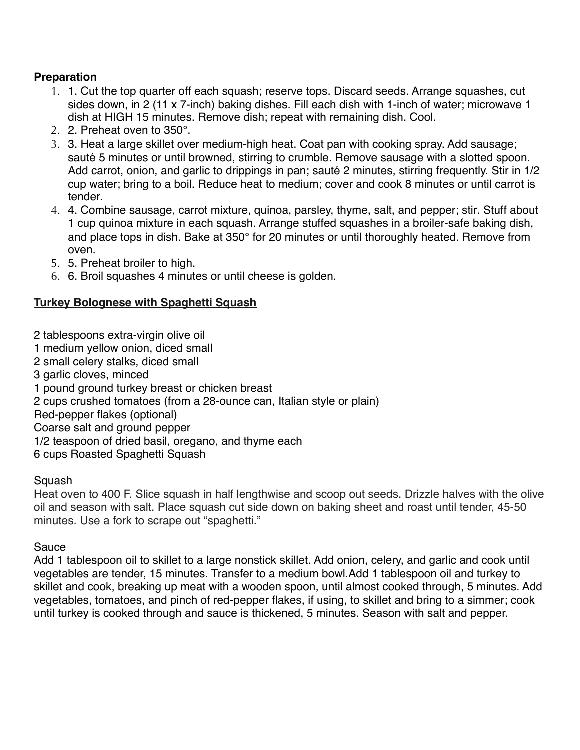**Preparation**

1. 1. Cut the top quarter off each squash; reserve tops. Discard seeds. Arrange squashes, cut sides down, in 2 (11 x 7-inch) baking dishes. Fill each dish with 1-inch of water; microwave 1 dish at HIGH 15 minutes. Remove dish; repeat with remaining dish. Cool.
2. 2. Preheat oven to 350°.
3. 3. Heat a large skillet over medium-high heat. Coat pan with cooking spray. Add sausage; sauté 5 minutes or until browned, stirring to crumble. Remove sausage with a slotted spoon. Add carrot, onion, and garlic to drippings in pan; sauté 2 minutes, stirring frequently. Stir in 1/2 cup water; bring to a boil. Reduce heat to medium; cover and cook 8 minutes or until carrot is tender.
4. 4. Combine sausage, carrot mixture, quinoa, parsley, thyme, salt, and pepper; stir. Stuff about 1 cup quinoa mixture in each squash. Arrange stuffed squashes in a broiler-safe baking dish, and place tops in dish. Bake at 350° for 20 minutes or until thoroughly heated. Remove from oven.
5. 5. Preheat broiler to high.
6. 6. Broil squashes 4 minutes or until cheese is golden.

**Turkey Bolognese with Spaghetti Squash**

2 tablespoons extra-virgin olive oil
1 medium yellow onion, diced small
2 small celery stalks, diced small
3 garlic cloves, minced
1 pound ground turkey breast or chicken breast
2 cups crushed tomatoes (from a 28-ounce can, Italian style or plain)
Red-pepper flakes (optional)
Coarse salt and ground pepper
1/2 teaspoon of dried basil, oregano, and thyme each
6 cups Roasted Spaghetti Squash

Squash

Heat oven to 400 F. Slice squash in half lengthwise and scoop out seeds. Drizzle halves with the olive oil and season with salt. Place squash cut side down on baking sheet and roast until tender, 45-50 minutes. Use a fork to scrape out "spaghetti."

Sauce

Add 1 tablespoon oil to skillet to a large nonstick skillet. Add onion, celery, and garlic and cook until vegetables are tender, 15 minutes. Transfer to a medium bowl.Add 1 tablespoon oil and turkey to skillet and cook, breaking up meat with a wooden spoon, until almost cooked through, 5 minutes. Add vegetables, tomatoes, and pinch of red-pepper flakes, if using, to skillet and bring to a simmer; cook until turkey is cooked through and sauce is thickened, 5 minutes. Season with salt and pepper.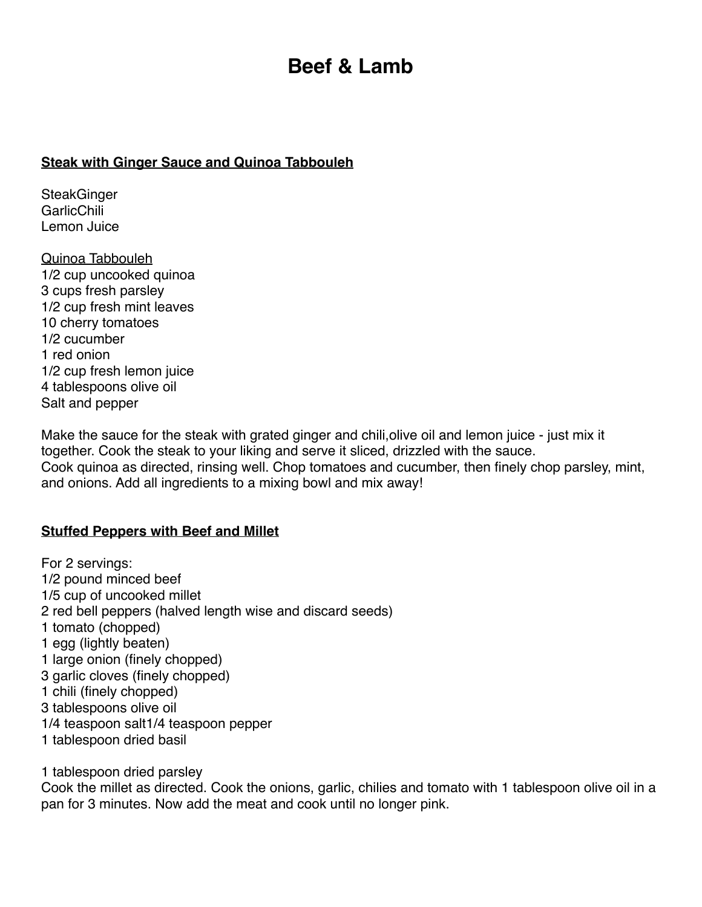# Beef & Lamb

## Steak with Ginger Sauce and Quinoa Tabbouleh

SteakGinger
GarlicChili
Lemon Juice

Quinoa Tabbouleh
1/2 cup uncooked quinoa
3 cups fresh parsley
1/2 cup fresh mint leaves
10 cherry tomatoes
1/2 cucumber
1 red onion
1/2 cup fresh lemon juice
4 tablespoons olive oil
Salt and pepper

Make the sauce for the steak with grated ginger and chili,olive oil and lemon juice - just mix it together. Cook the steak to your liking and serve it sliced, drizzled with the sauce.
Cook quinoa as directed, rinsing well. Chop tomatoes and cucumber, then finely chop parsley, mint, and onions. Add all ingredients to a mixing bowl and mix away!

## Stuffed Peppers with Beef and Millet

For 2 servings:
1/2 pound minced beef
1/5 cup of uncooked millet
2 red bell peppers (halved length wise and discard seeds)
1 tomato (chopped)
1 egg (lightly beaten)
1 large onion (finely chopped)
3 garlic cloves (finely chopped)
1 chili (finely chopped)
3 tablespoons olive oil
1/4 teaspoon salt1/4 teaspoon pepper
1 tablespoon dried basil

1 tablespoon dried parsley
Cook the millet as directed. Cook the onions, garlic, chilies and tomato with 1 tablespoon olive oil in a pan for 3 minutes. Now add the meat and cook until no longer pink.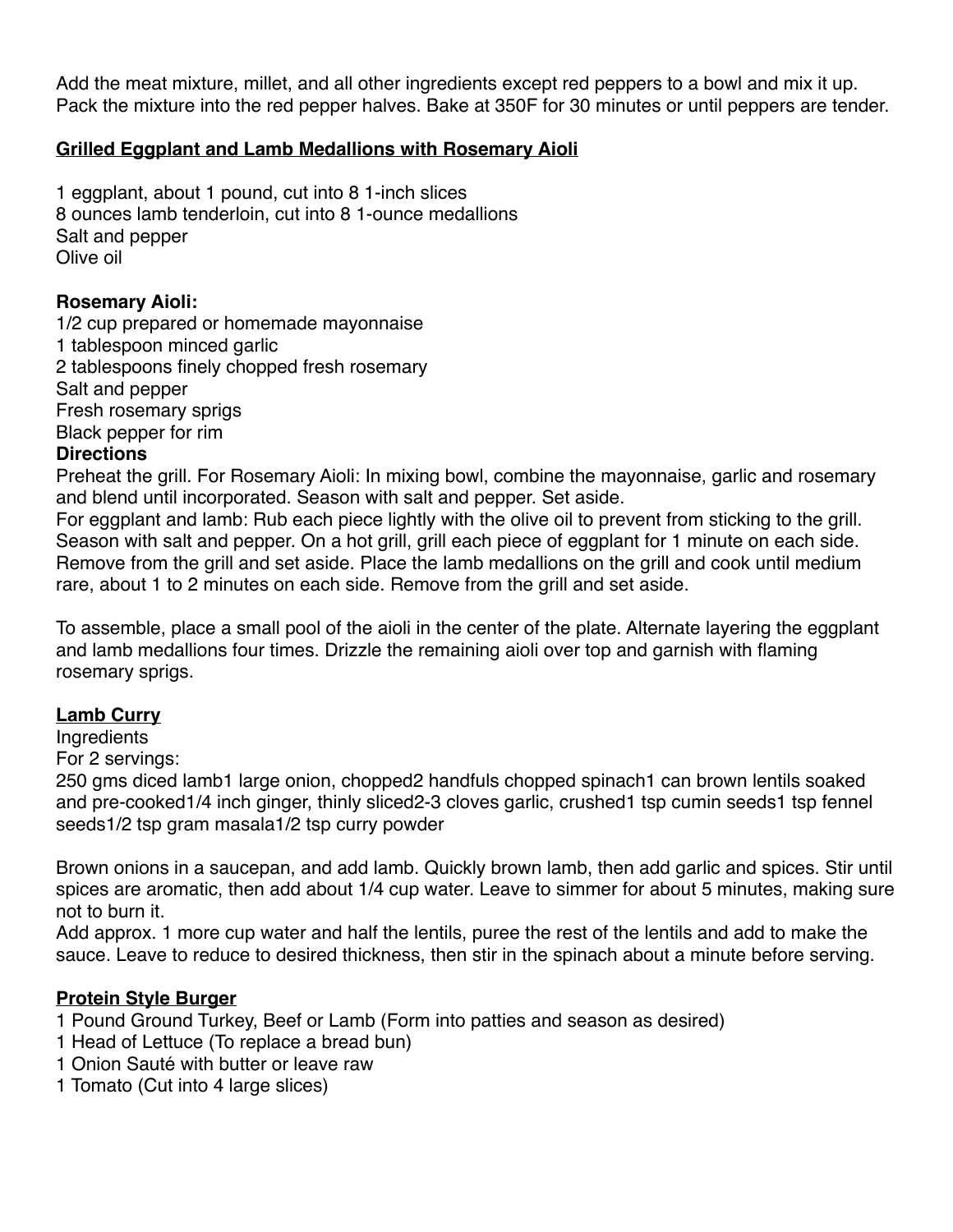Add the meat mixture, millet, and all other ingredients except red peppers to a bowl and mix it up. Pack the mixture into the red pepper halves. Bake at 350F for 30 minutes or until peppers are tender.

## Grilled Eggplant and Lamb Medallions with Rosemary Aioli

1 eggplant, about 1 pound, cut into 8 1-inch slices
8 ounces lamb tenderloin, cut into 8 1-ounce medallions
Salt and pepper
Olive oil

**Rosemary Aioli:**
1/2 cup prepared or homemade mayonnaise
1 tablespoon minced garlic
2 tablespoons finely chopped fresh rosemary
Salt and pepper
Fresh rosemary sprigs
Black pepper for rim

**Directions**

Preheat the grill. For Rosemary Aioli: In mixing bowl, combine the mayonnaise, garlic and rosemary and blend until incorporated. Season with salt and pepper. Set aside.

For eggplant and lamb: Rub each piece lightly with the olive oil to prevent from sticking to the grill. Season with salt and pepper. On a hot grill, grill each piece of eggplant for 1 minute on each side. Remove from the grill and set aside. Place the lamb medallions on the grill and cook until medium rare, about 1 to 2 minutes on each side. Remove from the grill and set aside.

To assemble, place a small pool of the aioli in the center of the plate. Alternate layering the eggplant and lamb medallions four times. Drizzle the remaining aioli over top and garnish with flaming rosemary sprigs.

## Lamb Curry

Ingredients
For 2 servings:
250 gms diced lamb1 large onion, chopped2 handfuls chopped spinach1 can brown lentils soaked and pre-cooked1/4 inch ginger, thinly sliced2-3 cloves garlic, crushed1 tsp cumin seeds1 tsp fennel seeds1/2 tsp gram masala1/2 tsp curry powder

Brown onions in a saucepan, and add lamb. Quickly brown lamb, then add garlic and spices. Stir until spices are aromatic, then add about 1/4 cup water. Leave to simmer for about 5 minutes, making sure not to burn it.

Add approx. 1 more cup water and half the lentils, puree the rest of the lentils and add to make the sauce. Leave to reduce to desired thickness, then stir in the spinach about a minute before serving.

## Protein Style Burger

1 Pound Ground Turkey, Beef or Lamb (Form into patties and season as desired)
1 Head of Lettuce (To replace a bread bun)
1 Onion Sauté with butter or leave raw
1 Tomato (Cut into 4 large slices)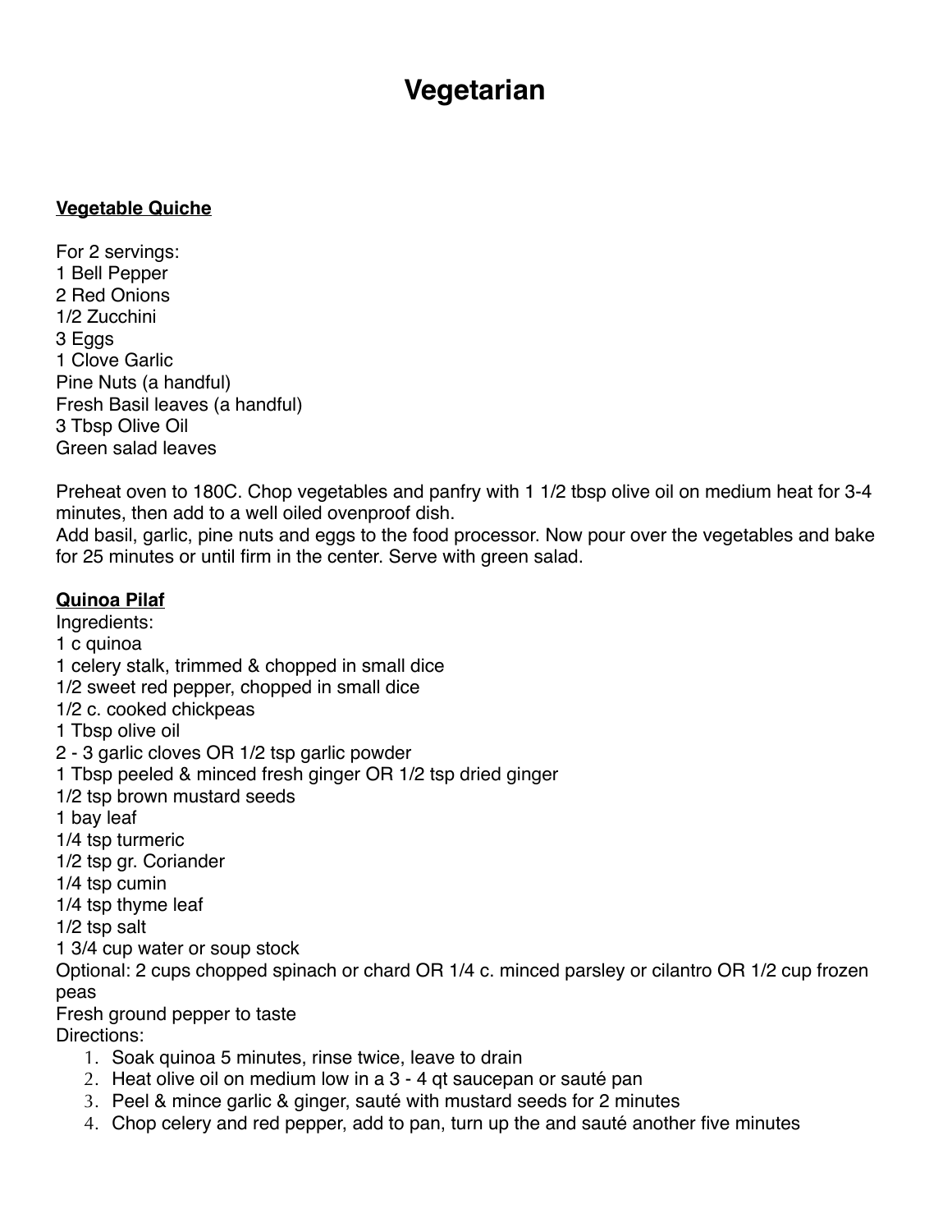# Vegetarian

**Vegetable Quiche**

For 2 servings:
1 Bell Pepper
2 Red Onions
1/2 Zucchini
3 Eggs
1 Clove Garlic
Pine Nuts (a handful)
Fresh Basil leaves (a handful)
3 Tbsp Olive Oil
Green salad leaves

Preheat oven to 180C. Chop vegetables and panfry with 1 1/2 tbsp olive oil on medium heat for 3-4 minutes, then add to a well oiled ovenproof dish.
Add basil, garlic, pine nuts and eggs to the food processor. Now pour over the vegetables and bake for 25 minutes or until firm in the center. Serve with green salad.

**Quinoa Pilaf**
Ingredients:
1 c quinoa
1 celery stalk, trimmed & chopped in small dice
1/2 sweet red pepper, chopped in small dice
1/2 c. cooked chickpeas
1 Tbsp olive oil
2 - 3 garlic cloves OR 1/2 tsp garlic powder
1 Tbsp peeled & minced fresh ginger OR 1/2 tsp dried ginger
1/2 tsp brown mustard seeds
1 bay leaf
1/4 tsp turmeric
1/2 tsp gr. Coriander
1/4 tsp cumin
1/4 tsp thyme leaf
1/2 tsp salt
1 3/4 cup water or soup stock
Optional: 2 cups chopped spinach or chard OR 1/4 c. minced parsley or cilantro OR 1/2 cup frozen peas
Fresh ground pepper to taste
Directions:

1. Soak quinoa 5 minutes, rinse twice, leave to drain
2. Heat olive oil on medium low in a 3 - 4 qt saucepan or sauté pan
3. Peel & mince garlic & ginger, sauté with mustard seeds for 2 minutes
4. Chop celery and red pepper, add to pan, turn up the and sauté another five minutes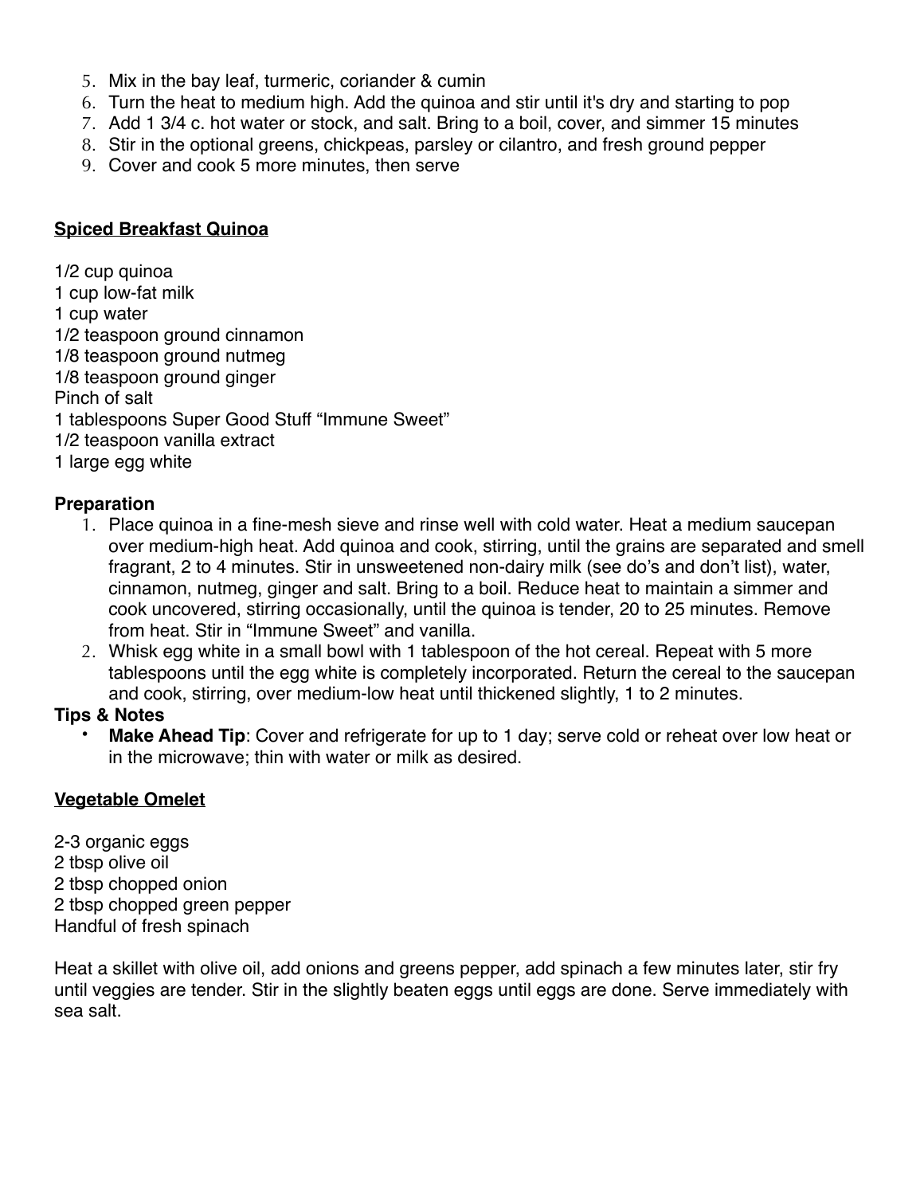5. Mix in the bay leaf, turmeric, coriander & cumin
6. Turn the heat to medium high. Add the quinoa and stir until it's dry and starting to pop
7. Add 1 3/4 c. hot water or stock, and salt. Bring to a boil, cover, and simmer 15 minutes
8. Stir in the optional greens, chickpeas, parsley or cilantro, and fresh ground pepper
9. Cover and cook 5 more minutes, then serve

## Spiced Breakfast Quinoa

1/2 cup quinoa
1 cup low-fat milk
1 cup water
1/2 teaspoon ground cinnamon
1/8 teaspoon ground nutmeg
1/8 teaspoon ground ginger
Pinch of salt
1 tablespoons Super Good Stuff "Immune Sweet"
1/2 teaspoon vanilla extract
1 large egg white

### Preparation

1. Place quinoa in a fine-mesh sieve and rinse well with cold water. Heat a medium saucepan over medium-high heat. Add quinoa and cook, stirring, until the grains are separated and smell fragrant, 2 to 4 minutes. Stir in unsweetened non-dairy milk (see do's and don't list), water, cinnamon, nutmeg, ginger and salt. Bring to a boil. Reduce heat to maintain a simmer and cook uncovered, stirring occasionally, until the quinoa is tender, 20 to 25 minutes. Remove from heat. Stir in "Immune Sweet" and vanilla.
2. Whisk egg white in a small bowl with 1 tablespoon of the hot cereal. Repeat with 5 more tablespoons until the egg white is completely incorporated. Return the cereal to the saucepan and cook, stirring, over medium-low heat until thickened slightly, 1 to 2 minutes.

### Tips & Notes

- **Make Ahead Tip**: Cover and refrigerate for up to 1 day; serve cold or reheat over low heat or in the microwave; thin with water or milk as desired.

## Vegetable Omelet

2-3 organic eggs
2 tbsp olive oil
2 tbsp chopped onion
2 tbsp chopped green pepper
Handful of fresh spinach

Heat a skillet with olive oil, add onions and greens pepper, add spinach a few minutes later, stir fry until veggies are tender. Stir in the slightly beaten eggs until eggs are done. Serve immediately with sea salt.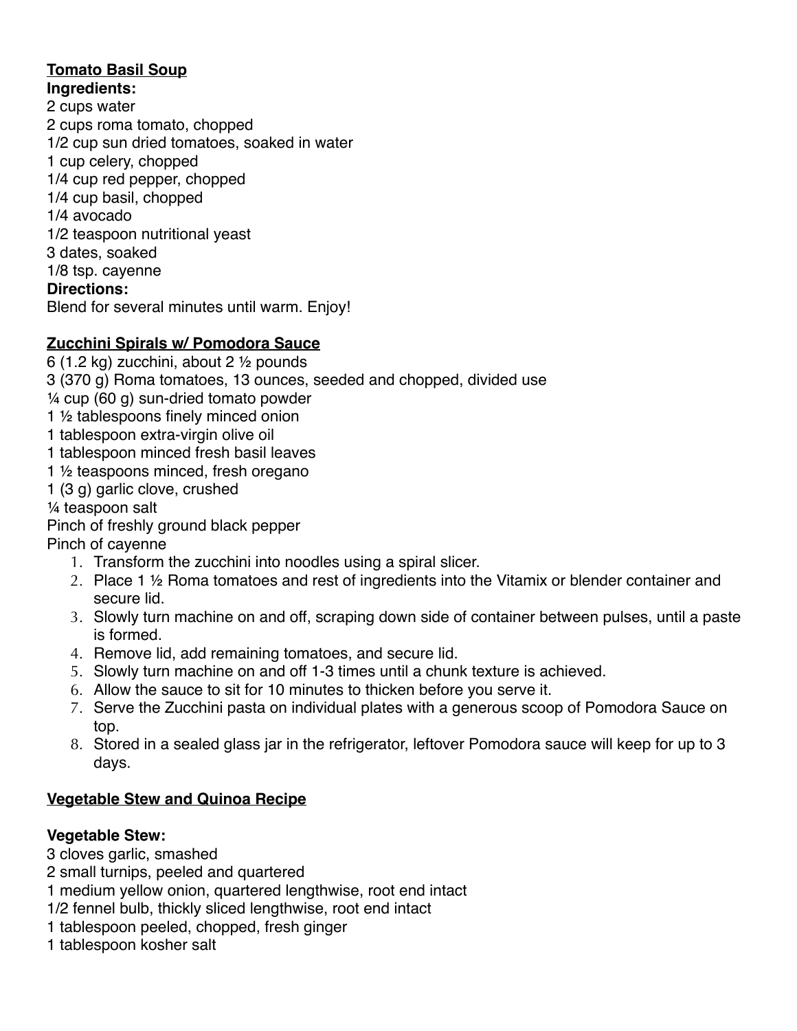**Tomato Basil Soup**

**Ingredients:**

2 cups water
2 cups roma tomato, chopped
1/2 cup sun dried tomatoes, soaked in water
1 cup celery, chopped
1/4 cup red pepper, chopped
1/4 cup basil, chopped
1/4 avocado
1/2 teaspoon nutritional yeast
3 dates, soaked
1/8 tsp. cayenne

**Directions:**

Blend for several minutes until warm. Enjoy!

**Zucchini Spirals w/ Pomodora Sauce**

6 (1.2 kg) zucchini, about 2 ½ pounds
3 (370 g) Roma tomatoes, 13 ounces, seeded and chopped, divided use
¼ cup (60 g) sun-dried tomato powder
1 ½ tablespoons finely minced onion
1 tablespoon extra-virgin olive oil
1 tablespoon minced fresh basil leaves
1 ½ teaspoons minced, fresh oregano
1 (3 g) garlic clove, crushed
¼ teaspoon salt
Pinch of freshly ground black pepper
Pinch of cayenne

1. Transform the zucchini into noodles using a spiral slicer.
2. Place 1 ½ Roma tomatoes and rest of ingredients into the Vitamix or blender container and secure lid.
3. Slowly turn machine on and off, scraping down side of container between pulses, until a paste is formed.
4. Remove lid, add remaining tomatoes, and secure lid.
5. Slowly turn machine on and off 1-3 times until a chunk texture is achieved.
6. Allow the sauce to sit for 10 minutes to thicken before you serve it.
7. Serve the Zucchini pasta on individual plates with a generous scoop of Pomodora Sauce on top.
8. Stored in a sealed glass jar in the refrigerator, leftover Pomodora sauce will keep for up to 3 days.

**Vegetable Stew and Quinoa Recipe**

**Vegetable Stew:**

3 cloves garlic, smashed
2 small turnips, peeled and quartered
1 medium yellow onion, quartered lengthwise, root end intact
1/2 fennel bulb, thickly sliced lengthwise, root end intact
1 tablespoon peeled, chopped, fresh ginger
1 tablespoon kosher salt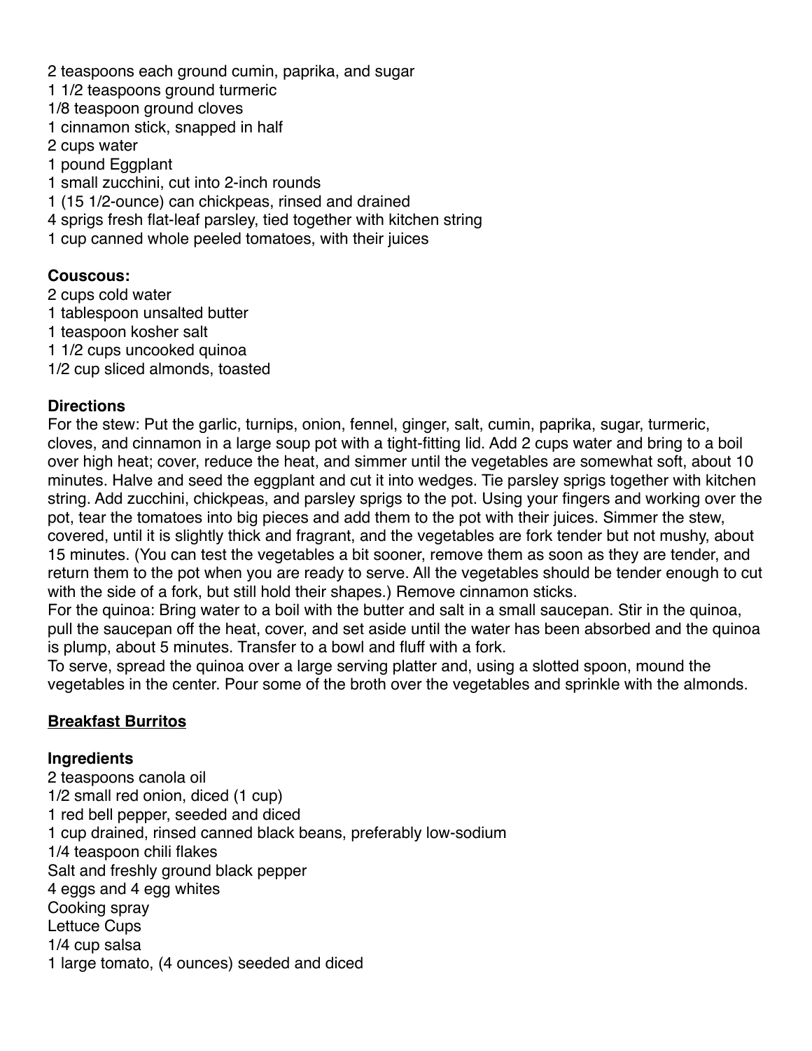2 teaspoons each ground cumin, paprika, and sugar
1 1/2 teaspoons ground turmeric
1/8 teaspoon ground cloves
1 cinnamon stick, snapped in half
2 cups water
1 pound Eggplant
1 small zucchini, cut into 2-inch rounds
1 (15 1/2-ounce) can chickpeas, rinsed and drained
4 sprigs fresh flat-leaf parsley, tied together with kitchen string
1 cup canned whole peeled tomatoes, with their juices

**Couscous:**
2 cups cold water
1 tablespoon unsalted butter
1 teaspoon kosher salt
1 1/2 cups uncooked quinoa
1/2 cup sliced almonds, toasted

**Directions**
For the stew: Put the garlic, turnips, onion, fennel, ginger, salt, cumin, paprika, sugar, turmeric, cloves, and cinnamon in a large soup pot with a tight-fitting lid. Add 2 cups water and bring to a boil over high heat; cover, reduce the heat, and simmer until the vegetables are somewhat soft, about 10 minutes. Halve and seed the eggplant and cut it into wedges. Tie parsley sprigs together with kitchen string. Add zucchini, chickpeas, and parsley sprigs to the pot. Using your fingers and working over the pot, tear the tomatoes into big pieces and add them to the pot with their juices. Simmer the stew, covered, until it is slightly thick and fragrant, and the vegetables are fork tender but not mushy, about 15 minutes. (You can test the vegetables a bit sooner, remove them as soon as they are tender, and return them to the pot when you are ready to serve. All the vegetables should be tender enough to cut with the side of a fork, but still hold their shapes.) Remove cinnamon sticks.
For the quinoa: Bring water to a boil with the butter and salt in a small saucepan. Stir in the quinoa, pull the saucepan off the heat, cover, and set aside until the water has been absorbed and the quinoa is plump, about 5 minutes. Transfer to a bowl and fluff with a fork.
To serve, spread the quinoa over a large serving platter and, using a slotted spoon, mound the vegetables in the center. Pour some of the broth over the vegetables and sprinkle with the almonds.

**<u>Breakfast Burritos</u>**

**Ingredients**
2 teaspoons canola oil
1/2 small red onion, diced (1 cup)
1 red bell pepper, seeded and diced
1 cup drained, rinsed canned black beans, preferably low-sodium
1/4 teaspoon chili flakes
Salt and freshly ground black pepper
4 eggs and 4 egg whites
Cooking spray
Lettuce Cups
1/4 cup salsa
1 large tomato, (4 ounces) seeded and diced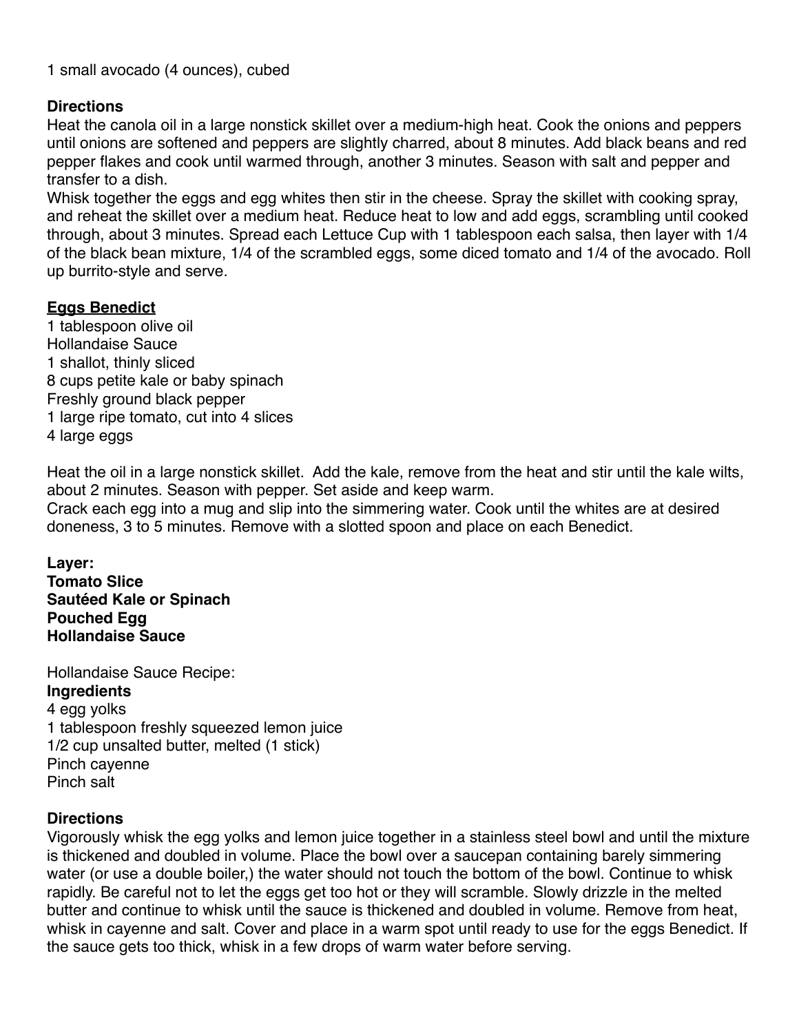1 small avocado (4 ounces), cubed

**Directions**

Heat the canola oil in a large nonstick skillet over a medium-high heat. Cook the onions and peppers until onions are softened and peppers are slightly charred, about 8 minutes. Add black beans and red pepper flakes and cook until warmed through, another 3 minutes. Season with salt and pepper and transfer to a dish.

Whisk together the eggs and egg whites then stir in the cheese. Spray the skillet with cooking spray, and reheat the skillet over a medium heat. Reduce heat to low and add eggs, scrambling until cooked through, about 3 minutes. Spread each Lettuce Cup with 1 tablespoon each salsa, then layer with 1/4 of the black bean mixture, 1/4 of the scrambled eggs, some diced tomato and 1/4 of the avocado. Roll up burrito-style and serve.

**Eggs Benedict**

1 tablespoon olive oil
Hollandaise Sauce
1 shallot, thinly sliced
8 cups petite kale or baby spinach
Freshly ground black pepper
1 large ripe tomato, cut into 4 slices
4 large eggs

Heat the oil in a large nonstick skillet. Add the kale, remove from the heat and stir until the kale wilts, about 2 minutes. Season with pepper. Set aside and keep warm.

Crack each egg into a mug and slip into the simmering water. Cook until the whites are at desired doneness, 3 to 5 minutes. Remove with a slotted spoon and place on each Benedict.

**Layer:**
**Tomato Slice**
**Sautéed Kale or Spinach**
**Pouched Egg**
**Hollandaise Sauce**

Hollandaise Sauce Recipe:

**Ingredients**

4 egg yolks
1 tablespoon freshly squeezed lemon juice
1/2 cup unsalted butter, melted (1 stick)
Pinch cayenne
Pinch salt

**Directions**

Vigorously whisk the egg yolks and lemon juice together in a stainless steel bowl and until the mixture is thickened and doubled in volume. Place the bowl over a saucepan containing barely simmering water (or use a double boiler,) the water should not touch the bottom of the bowl. Continue to whisk rapidly. Be careful not to let the eggs get too hot or they will scramble. Slowly drizzle in the melted butter and continue to whisk until the sauce is thickened and doubled in volume. Remove from heat, whisk in cayenne and salt. Cover and place in a warm spot until ready to use for the eggs Benedict. If the sauce gets too thick, whisk in a few drops of warm water before serving.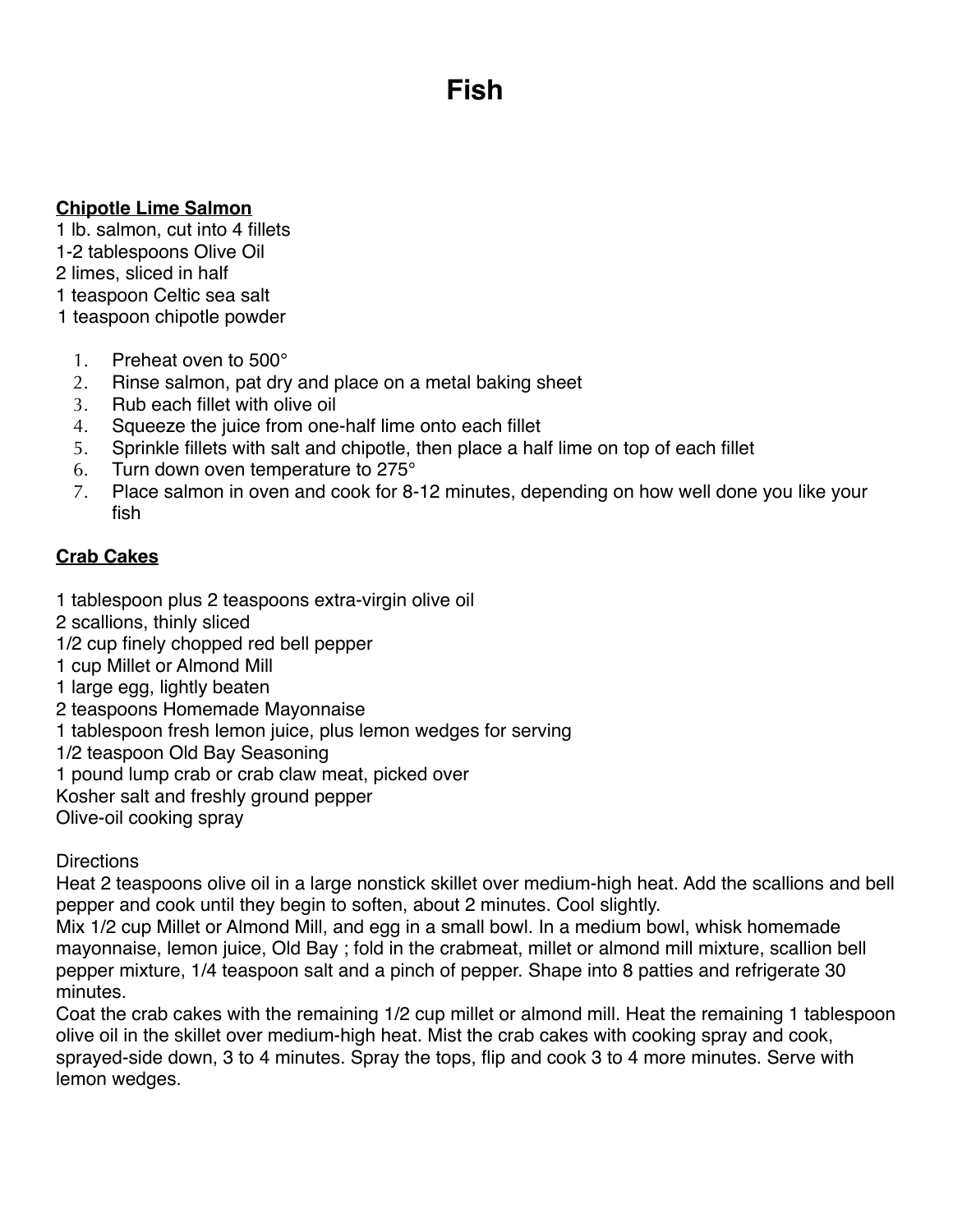# Fish

**Chipotle Lime Salmon**

1 lb. salmon, cut into 4 fillets
1-2 tablespoons Olive Oil
2 limes, sliced in half
1 teaspoon Celtic sea salt
1 teaspoon chipotle powder

1. Preheat oven to 500°
2. Rinse salmon, pat dry and place on a metal baking sheet
3. Rub each fillet with olive oil
4. Squeeze the juice from one-half lime onto each fillet
5. Sprinkle fillets with salt and chipotle, then place a half lime on top of each fillet
6. Turn down oven temperature to 275°
7. Place salmon in oven and cook for 8-12 minutes, depending on how well done you like your fish

**Crab Cakes**

1 tablespoon plus 2 teaspoons extra-virgin olive oil
2 scallions, thinly sliced
1/2 cup finely chopped red bell pepper
1 cup Millet or Almond Mill
1 large egg, lightly beaten
2 teaspoons Homemade Mayonnaise
1 tablespoon fresh lemon juice, plus lemon wedges for serving
1/2 teaspoon Old Bay Seasoning
1 pound lump crab or crab claw meat, picked over
Kosher salt and freshly ground pepper
Olive-oil cooking spray

Directions
Heat 2 teaspoons olive oil in a large nonstick skillet over medium-high heat. Add the scallions and bell pepper and cook until they begin to soften, about 2 minutes. Cool slightly.
Mix 1/2 cup Millet or Almond Mill, and egg in a small bowl. In a medium bowl, whisk homemade mayonnaise, lemon juice, Old Bay ; fold in the crabmeat, millet or almond mill mixture, scallion bell pepper mixture, 1/4 teaspoon salt and a pinch of pepper. Shape into 8 patties and refrigerate 30 minutes.
Coat the crab cakes with the remaining 1/2 cup millet or almond mill. Heat the remaining 1 tablespoon olive oil in the skillet over medium-high heat. Mist the crab cakes with cooking spray and cook, sprayed-side down, 3 to 4 minutes. Spray the tops, flip and cook 3 to 4 more minutes. Serve with lemon wedges.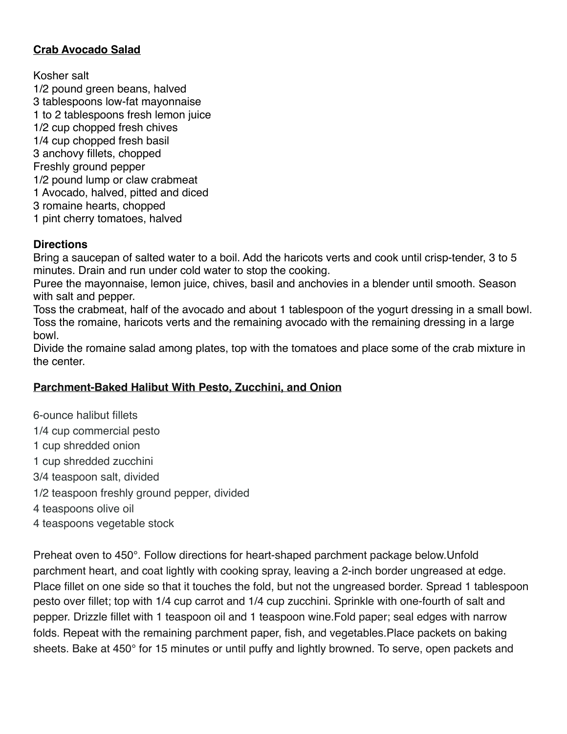**<u>Crab Avocado Salad</u>**

Kosher salt
1/2 pound green beans, halved
3 tablespoons low-fat mayonnaise
1 to 2 tablespoons fresh lemon juice
1/2 cup chopped fresh chives
1/4 cup chopped fresh basil
3 anchovy fillets, chopped
Freshly ground pepper
1/2 pound lump or claw crabmeat
1 Avocado, halved, pitted and diced
3 romaine hearts, chopped
1 pint cherry tomatoes, halved

**Directions**
Bring a saucepan of salted water to a boil. Add the haricots verts and cook until crisp-tender, 3 to 5 minutes. Drain and run under cold water to stop the cooking.
Puree the mayonnaise, lemon juice, chives, basil and anchovies in a blender until smooth. Season with salt and pepper.
Toss the crabmeat, half of the avocado and about 1 tablespoon of the yogurt dressing in a small bowl. Toss the romaine, haricots verts and the remaining avocado with the remaining dressing in a large bowl.
Divide the romaine salad among plates, top with the tomatoes and place some of the crab mixture in the center.

**<u>Parchment-Baked Halibut With Pesto, Zucchini, and Onion</u>**

6-ounce halibut fillets
1/4 cup commercial pesto
1 cup shredded onion
1 cup shredded zucchini
3/4 teaspoon salt, divided
1/2 teaspoon freshly ground pepper, divided
4 teaspoons olive oil
4 teaspoons vegetable stock

Preheat oven to 450°. Follow directions for heart-shaped parchment package below.Unfold parchment heart, and coat lightly with cooking spray, leaving a 2-inch border ungreased at edge. Place fillet on one side so that it touches the fold, but not the ungreased border. Spread 1 tablespoon pesto over fillet; top with 1/4 cup carrot and 1/4 cup zucchini. Sprinkle with one-fourth of salt and pepper. Drizzle fillet with 1 teaspoon oil and 1 teaspoon wine.Fold paper; seal edges with narrow folds. Repeat with the remaining parchment paper, fish, and vegetables.Place packets on baking sheets. Bake at 450° for 15 minutes or until puffy and lightly browned. To serve, open packets and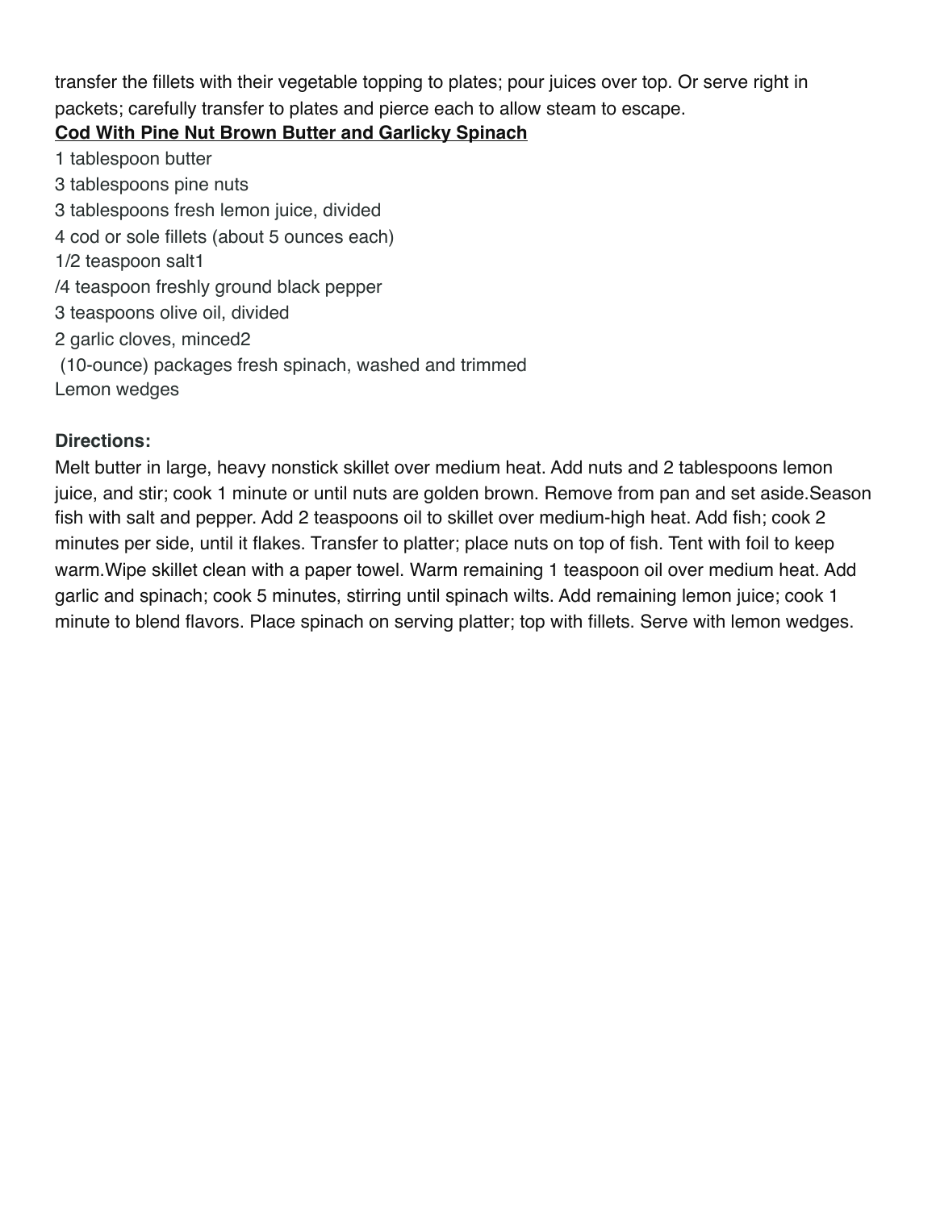transfer the fillets with their vegetable topping to plates; pour juices over top. Or serve right in packets; carefully transfer to plates and pierce each to allow steam to escape.

**Cod With Pine Nut Brown Butter and Garlicky Spinach**

1 tablespoon butter
3 tablespoons pine nuts
3 tablespoons fresh lemon juice, divided
4 cod or sole fillets (about 5 ounces each)
1/2 teaspoon salt1
/4 teaspoon freshly ground black pepper
3 teaspoons olive oil, divided
2 garlic cloves, minced2
(10-ounce) packages fresh spinach, washed and trimmed
Lemon wedges

**Directions:**

Melt butter in large, heavy nonstick skillet over medium heat. Add nuts and 2 tablespoons lemon juice, and stir; cook 1 minute or until nuts are golden brown. Remove from pan and set aside.Season fish with salt and pepper. Add 2 teaspoons oil to skillet over medium-high heat. Add fish; cook 2 minutes per side, until it flakes. Transfer to platter; place nuts on top of fish. Tent with foil to keep warm.Wipe skillet clean with a paper towel. Warm remaining 1 teaspoon oil over medium heat. Add garlic and spinach; cook 5 minutes, stirring until spinach wilts. Add remaining lemon juice; cook 1 minute to blend flavors. Place spinach on serving platter; top with fillets. Serve with lemon wedges.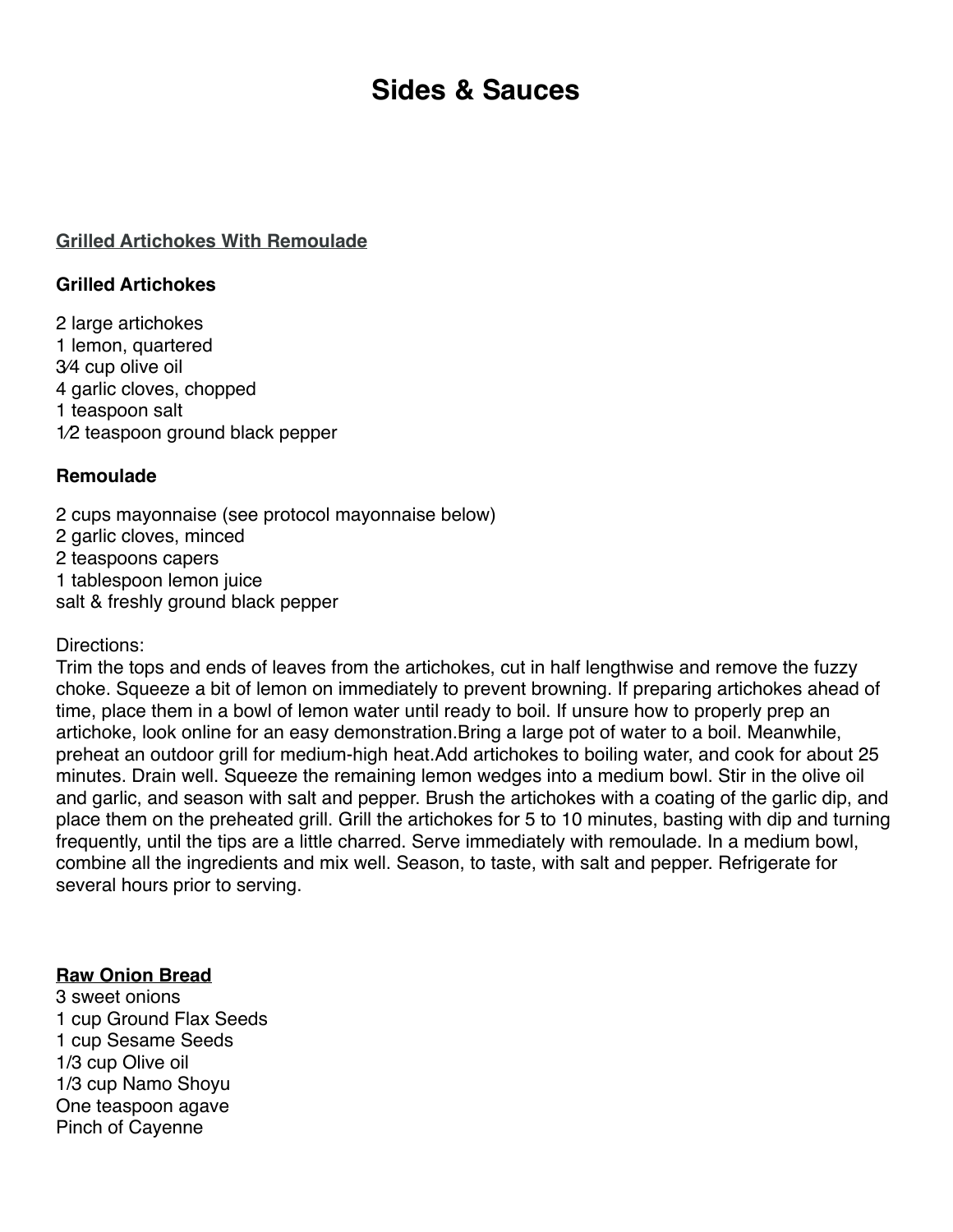# Sides & Sauces

## Grilled Artichokes With Remoulade

### Grilled Artichokes

2 large artichokes
1 lemon, quartered
3⁄4 cup olive oil
4 garlic cloves, chopped
1 teaspoon salt
1⁄2 teaspoon ground black pepper

### Remoulade

2 cups mayonnaise (see protocol mayonnaise below)
2 garlic cloves, minced
2 teaspoons capers
1 tablespoon lemon juice
salt & freshly ground black pepper

Directions:
Trim the tops and ends of leaves from the artichokes, cut in half lengthwise and remove the fuzzy choke. Squeeze a bit of lemon on immediately to prevent browning. If preparing artichokes ahead of time, place them in a bowl of lemon water until ready to boil. If unsure how to properly prep an artichoke, look online for an easy demonstration.Bring a large pot of water to a boil. Meanwhile, preheat an outdoor grill for medium-high heat.Add artichokes to boiling water, and cook for about 25 minutes. Drain well. Squeeze the remaining lemon wedges into a medium bowl. Stir in the olive oil and garlic, and season with salt and pepper. Brush the artichokes with a coating of the garlic dip, and place them on the preheated grill. Grill the artichokes for 5 to 10 minutes, basting with dip and turning frequently, until the tips are a little charred. Serve immediately with remoulade. In a medium bowl, combine all the ingredients and mix well. Season, to taste, with salt and pepper. Refrigerate for several hours prior to serving.

## Raw Onion Bread

3 sweet onions
1 cup Ground Flax Seeds
1 cup Sesame Seeds
1/3 cup Olive oil
1/3 cup Namo Shoyu
One teaspoon agave
Pinch of Cayenne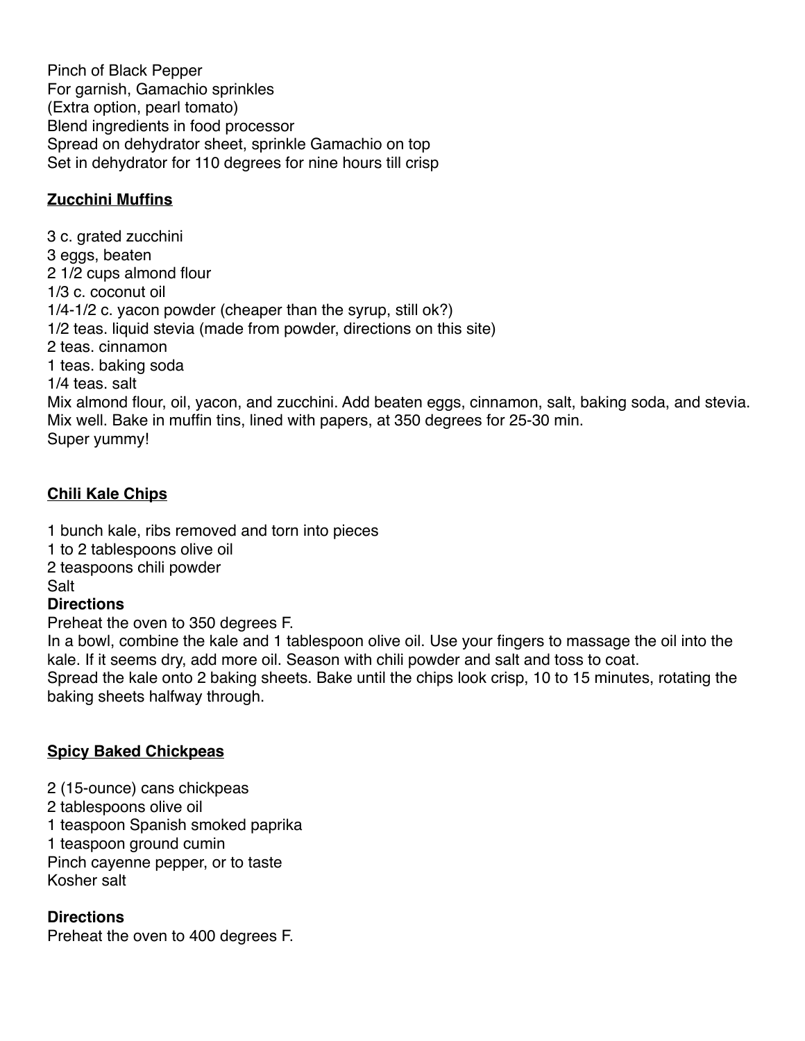Pinch of Black Pepper
For garnish, Gamachio sprinkles
(Extra option, pearl tomato)
Blend ingredients in food processor
Spread on dehydrator sheet, sprinkle Gamachio on top
Set in dehydrator for 110 degrees for nine hours till crisp

**Zucchini Muffins**

3 c. grated zucchini
3 eggs, beaten
2 1/2 cups almond flour
1/3 c. coconut oil
1/4-1/2 c. yacon powder (cheaper than the syrup, still ok?)
1/2 teas. liquid stevia (made from powder, directions on this site)
2 teas. cinnamon
1 teas. baking soda
1/4 teas. salt
Mix almond flour, oil, yacon, and zucchini. Add beaten eggs, cinnamon, salt, baking soda, and stevia. Mix well. Bake in muffin tins, lined with papers, at 350 degrees for 25-30 min.
Super yummy!

**Chili Kale Chips**

1 bunch kale, ribs removed and torn into pieces
1 to 2 tablespoons olive oil
2 teaspoons chili powder
Salt

**Directions**

Preheat the oven to 350 degrees F.
In a bowl, combine the kale and 1 tablespoon olive oil. Use your fingers to massage the oil into the kale. If it seems dry, add more oil. Season with chili powder and salt and toss to coat.
Spread the kale onto 2 baking sheets. Bake until the chips look crisp, 10 to 15 minutes, rotating the baking sheets halfway through.

**Spicy Baked Chickpeas**

2 (15-ounce) cans chickpeas
2 tablespoons olive oil
1 teaspoon Spanish smoked paprika
1 teaspoon ground cumin
Pinch cayenne pepper, or to taste
Kosher salt

**Directions**

Preheat the oven to 400 degrees F.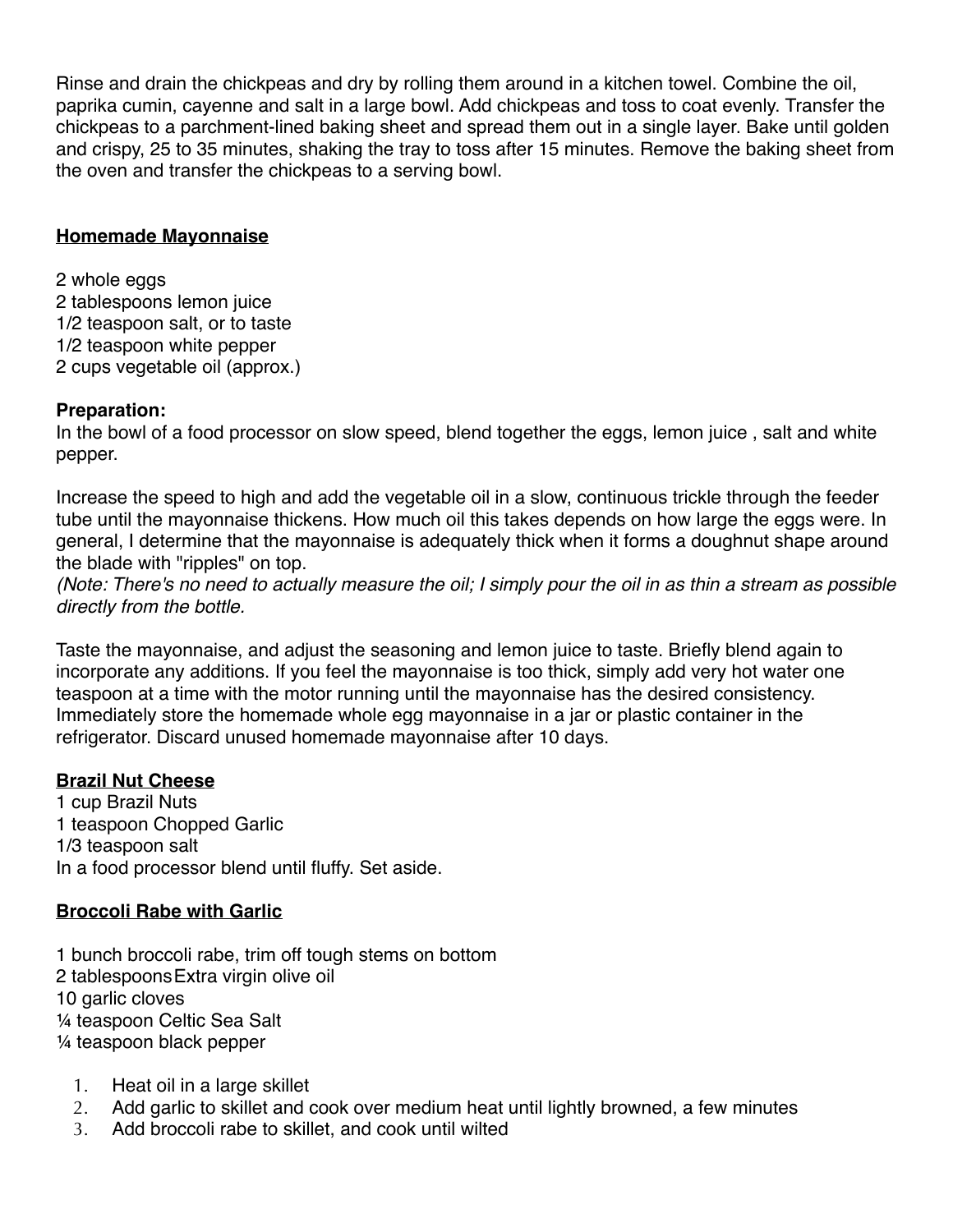Rinse and drain the chickpeas and dry by rolling them around in a kitchen towel. Combine the oil, paprika cumin, cayenne and salt in a large bowl. Add chickpeas and toss to coat evenly. Transfer the chickpeas to a parchment-lined baking sheet and spread them out in a single layer. Bake until golden and crispy, 25 to 35 minutes, shaking the tray to toss after 15 minutes. Remove the baking sheet from the oven and transfer the chickpeas to a serving bowl.

**Homemade Mayonnaise**

2 whole eggs
2 tablespoons lemon juice
1/2 teaspoon salt, or to taste
1/2 teaspoon white pepper
2 cups vegetable oil (approx.)

**Preparation:**
In the bowl of a food processor on slow speed, blend together the eggs, lemon juice , salt and white pepper.

Increase the speed to high and add the vegetable oil in a slow, continuous trickle through the feeder tube until the mayonnaise thickens. How much oil this takes depends on how large the eggs were. In general, I determine that the mayonnaise is adequately thick when it forms a doughnut shape around the blade with "ripples" on top.
*(Note: There's no need to actually measure the oil; I simply pour the oil in as thin a stream as possible directly from the bottle.*

Taste the mayonnaise, and adjust the seasoning and lemon juice to taste. Briefly blend again to incorporate any additions. If you feel the mayonnaise is too thick, simply add very hot water one teaspoon at a time with the motor running until the mayonnaise has the desired consistency. Immediately store the homemade whole egg mayonnaise in a jar or plastic container in the refrigerator. Discard unused homemade mayonnaise after 10 days.

**Brazil Nut Cheese**
1 cup Brazil Nuts
1 teaspoon Chopped Garlic
1/3 teaspoon salt
In a food processor blend until fluffy. Set aside.

**Broccoli Rabe with Garlic**

1 bunch broccoli rabe, trim off tough stems on bottom
2 tablespoons Extra virgin olive oil
10 garlic cloves
¼ teaspoon Celtic Sea Salt
¼ teaspoon black pepper

1. Heat oil in a large skillet
2. Add garlic to skillet and cook over medium heat until lightly browned, a few minutes
3. Add broccoli rabe to skillet, and cook until wilted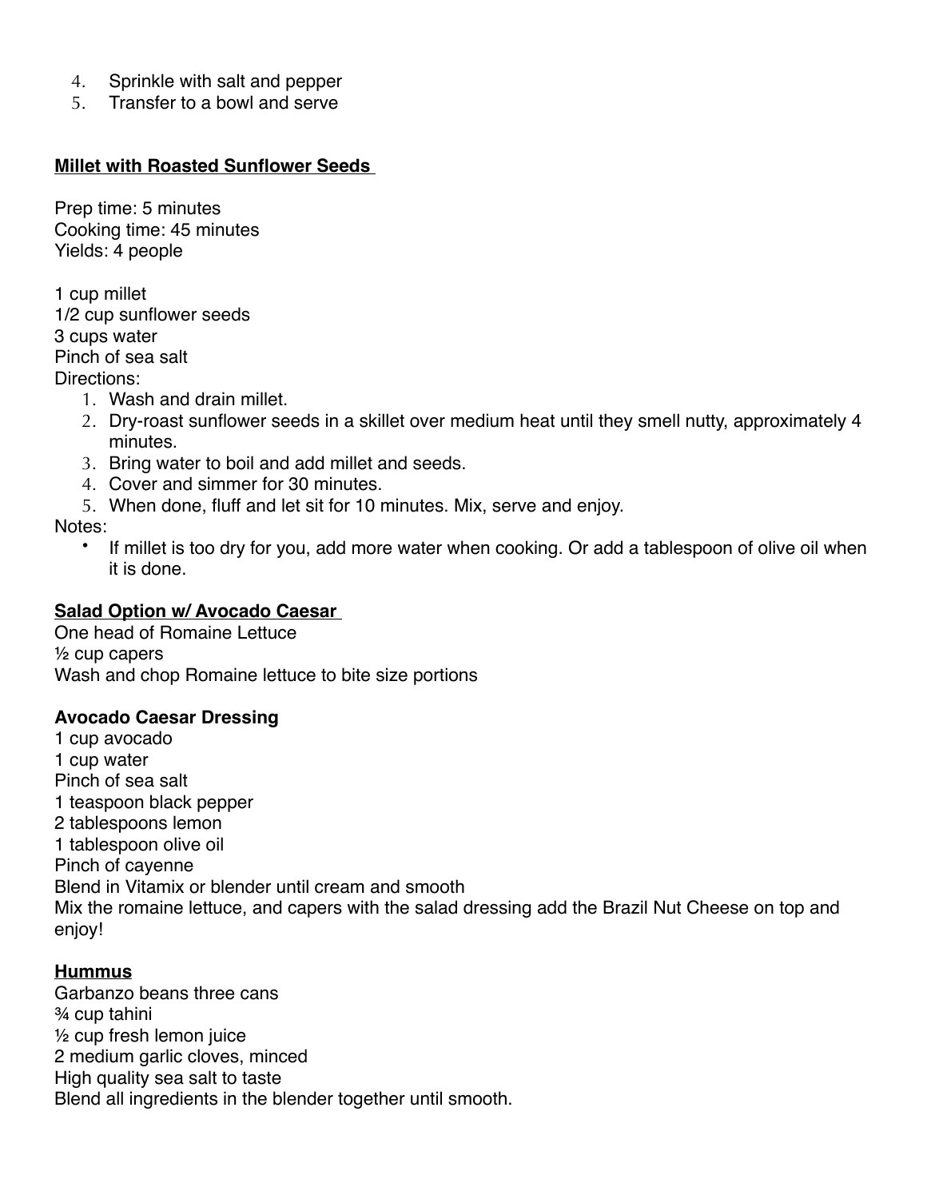4. Sprinkle with salt and pepper
5. Transfer to a bowl and serve

**<u>Millet with Roasted Sunflower Seeds</u>**

Prep time: 5 minutes
Cooking time: 45 minutes
Yields: 4 people

1 cup millet
1/2 cup sunflower seeds
3 cups water
Pinch of sea salt
Directions:

1. Wash and drain millet.
2. Dry-roast sunflower seeds in a skillet over medium heat until they smell nutty, approximately 4 minutes.
3. Bring water to boil and add millet and seeds.
4. Cover and simmer for 30 minutes.
5. When done, fluff and let sit for 10 minutes. Mix, serve and enjoy.

Notes:

- If millet is too dry for you, add more water when cooking. Or add a tablespoon of olive oil when it is done.

**<u>Salad Option w/ Avocado Caesar</u>**

One head of Romaine Lettuce
½ cup capers
Wash and chop Romaine lettuce to bite size portions

**Avocado Caesar Dressing**

1 cup avocado
1 cup water
Pinch of sea salt
1 teaspoon black pepper
2 tablespoons lemon
1 tablespoon olive oil
Pinch of cayenne
Blend in Vitamix or blender until cream and smooth
Mix the romaine lettuce, and capers with the salad dressing add the Brazil Nut Cheese on top and enjoy!

**<u>Hummus</u>**

Garbanzo beans three cans
¾ cup tahini
½ cup fresh lemon juice
2 medium garlic cloves, minced
High quality sea salt to taste
Blend all ingredients in the blender together until smooth.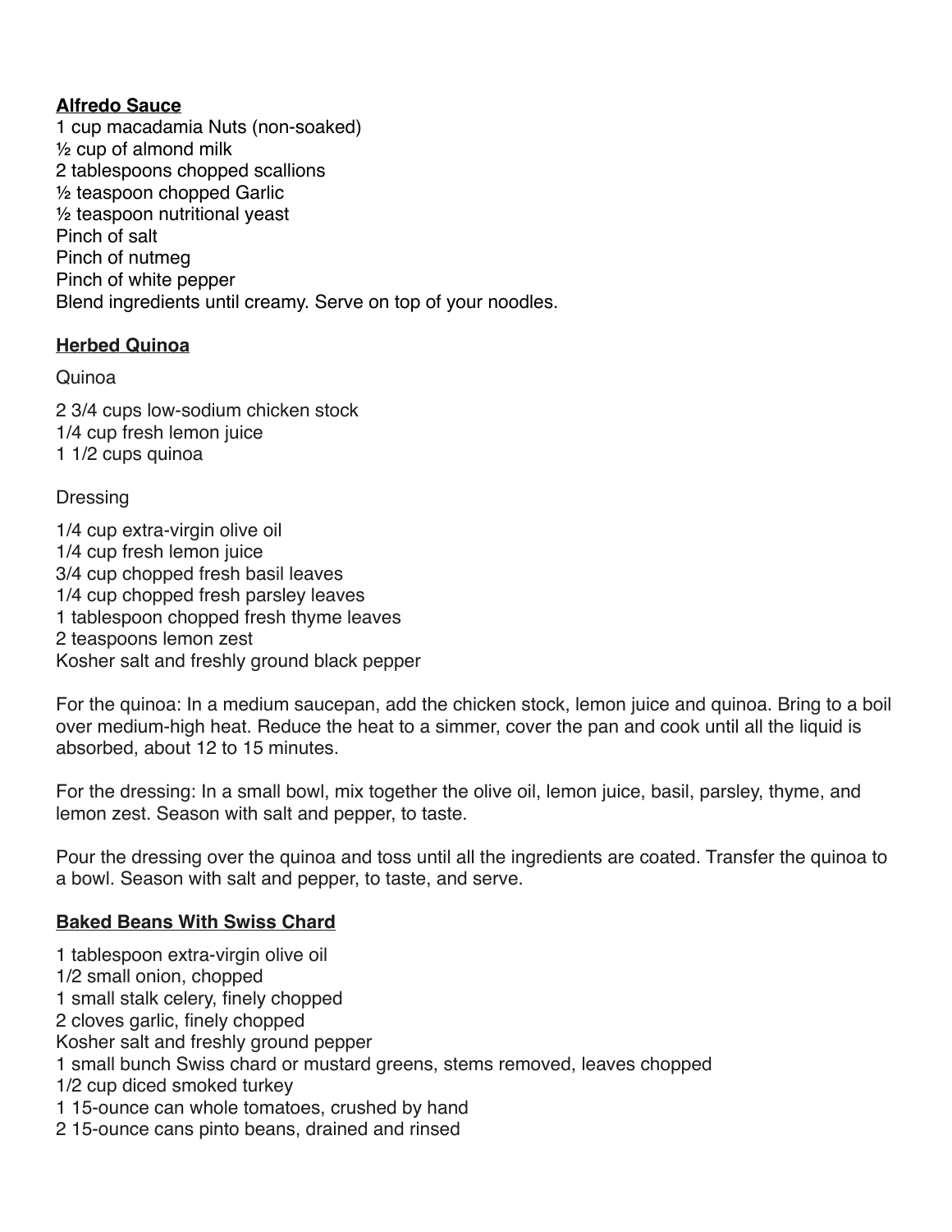**Alfredo Sauce**

1 cup macadamia Nuts (non-soaked)
½ cup of almond milk
2 tablespoons chopped scallions
½ teaspoon chopped Garlic
½ teaspoon nutritional yeast
Pinch of salt
Pinch of nutmeg
Pinch of white pepper
Blend ingredients until creamy. Serve on top of your noodles.

**Herbed Quinoa**

Quinoa

2 3/4 cups low-sodium chicken stock
1/4 cup fresh lemon juice
1 1/2 cups quinoa

Dressing

1/4 cup extra-virgin olive oil
1/4 cup fresh lemon juice
3/4 cup chopped fresh basil leaves
1/4 cup chopped fresh parsley leaves
1 tablespoon chopped fresh thyme leaves
2 teaspoons lemon zest
Kosher salt and freshly ground black pepper

For the quinoa: In a medium saucepan, add the chicken stock, lemon juice and quinoa. Bring to a boil over medium-high heat. Reduce the heat to a simmer, cover the pan and cook until all the liquid is absorbed, about 12 to 15 minutes.

For the dressing: In a small bowl, mix together the olive oil, lemon juice, basil, parsley, thyme, and lemon zest. Season with salt and pepper, to taste.

Pour the dressing over the quinoa and toss until all the ingredients are coated. Transfer the quinoa to a bowl. Season with salt and pepper, to taste, and serve.

**Baked Beans With Swiss Chard**

1 tablespoon extra-virgin olive oil
1/2 small onion, chopped
1 small stalk celery, finely chopped
2 cloves garlic, finely chopped
Kosher salt and freshly ground pepper
1 small bunch Swiss chard or mustard greens, stems removed, leaves chopped
1/2 cup diced smoked turkey
1 15-ounce can whole tomatoes, crushed by hand
2 15-ounce cans pinto beans, drained and rinsed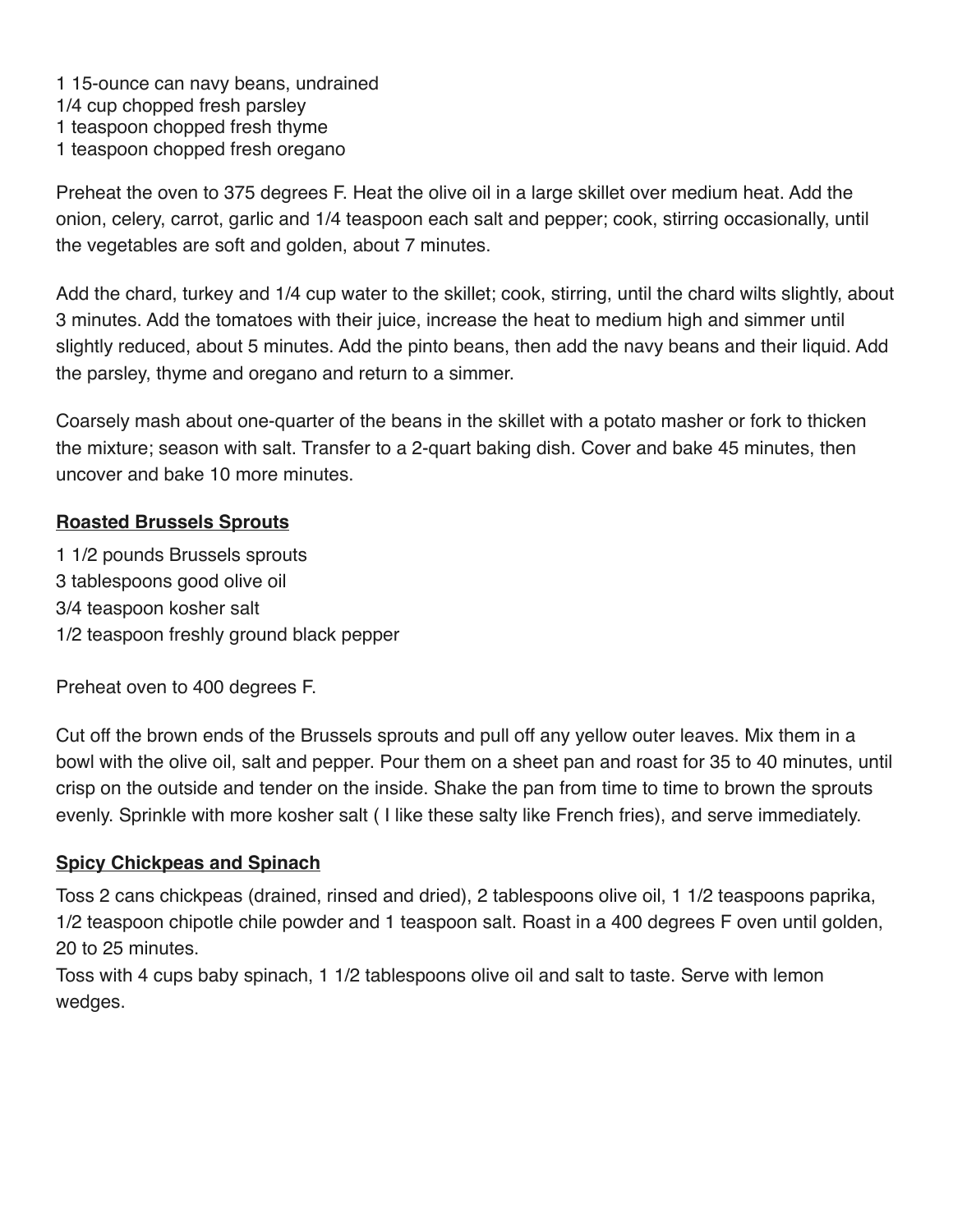1 15-ounce can navy beans, undrained
1/4 cup chopped fresh parsley
1 teaspoon chopped fresh thyme
1 teaspoon chopped fresh oregano

Preheat the oven to 375 degrees F. Heat the olive oil in a large skillet over medium heat. Add the onion, celery, carrot, garlic and 1/4 teaspoon each salt and pepper; cook, stirring occasionally, until the vegetables are soft and golden, about 7 minutes.

Add the chard, turkey and 1/4 cup water to the skillet; cook, stirring, until the chard wilts slightly, about 3 minutes. Add the tomatoes with their juice, increase the heat to medium high and simmer until slightly reduced, about 5 minutes. Add the pinto beans, then add the navy beans and their liquid. Add the parsley, thyme and oregano and return to a simmer.

Coarsely mash about one-quarter of the beans in the skillet with a potato masher or fork to thicken the mixture; season with salt. Transfer to a 2-quart baking dish. Cover and bake 45 minutes, then uncover and bake 10 more minutes.

**Roasted Brussels Sprouts**

1 1/2 pounds Brussels sprouts
3 tablespoons good olive oil
3/4 teaspoon kosher salt
1/2 teaspoon freshly ground black pepper

Preheat oven to 400 degrees F.

Cut off the brown ends of the Brussels sprouts and pull off any yellow outer leaves. Mix them in a bowl with the olive oil, salt and pepper. Pour them on a sheet pan and roast for 35 to 40 minutes, until crisp on the outside and tender on the inside. Shake the pan from time to time to brown the sprouts evenly. Sprinkle with more kosher salt ( I like these salty like French fries), and serve immediately.

**Spicy Chickpeas and Spinach**

Toss 2 cans chickpeas (drained, rinsed and dried), 2 tablespoons olive oil, 1 1/2 teaspoons paprika, 1/2 teaspoon chipotle chile powder and 1 teaspoon salt. Roast in a 400 degrees F oven until golden, 20 to 25 minutes.
Toss with 4 cups baby spinach, 1 1/2 tablespoons olive oil and salt to taste. Serve with lemon wedges.